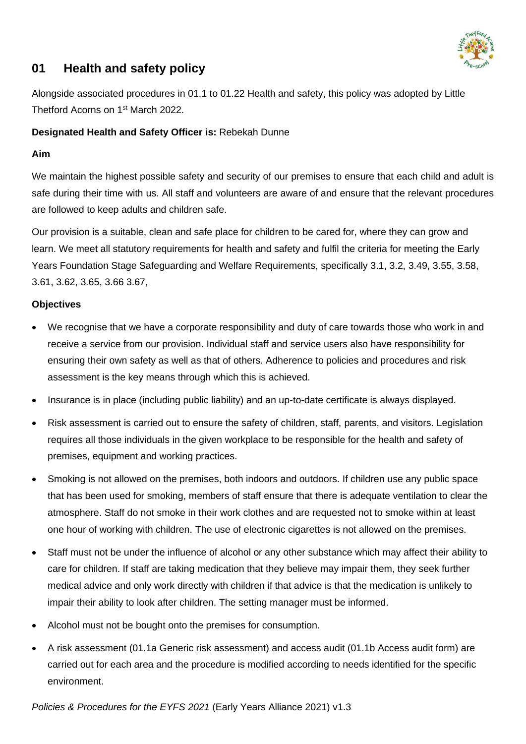## 01 Health and safety policy

Alongside associated procedures in 01.1 to 01.22 Health and safety, this policy was adopted by Little Thetford Acorns on 1st March 2022.

**Designated Health and Safety Officer is:** Rebekah Dunne

**Aim**

We maintain the highest possible safety and security of our premises to ensure that each child and adult is safe during their time with us. All staff and volunteers are aware of and ensure that the relevant procedures are followed to keep adults and children safe.

Our provision is a suitable, clean and safe place for children to be cared for, where they can grow and learn. We meet all statutory requirements for health and safety and fulfil the criteria for meeting the Early Years Foundation Stage Safeguarding and Welfare Requirements, specifically 3.1, 3.2, 3.49, 3.55, 3.58, 3.61, 3.62, 3.65, 3.66 3.67,

**Objectives**

- We recognise that we have a corporate responsibility and duty of care towards those who work in and receive a service from our provision. Individual staff and service users also have responsibility for ensuring their own safety as well as that of others. Adherence to policies and procedures and risk assessment is the key means through which this is achieved.
- Insurance is in place (including public liability) and an up-to-date certificate is always displayed.
- Risk assessment is carried out to ensure the safety of children, staff, parents, and visitors. Legislation requires all those individuals in the given workplace to be responsible for the health and safety of premises, equipment and working practices.
- Smoking is not allowed on the premises, both indoors and outdoors. If children use any public space that has been used for smoking, members of staff ensure that there is adequate ventilation to clear the atmosphere. Staff do not smoke in their work clothes and are requested not to smoke within at least one hour of working with children. The use of electronic cigarettes is not allowed on the premises.
- Staff must not be under the influence of alcohol or any other substance which may affect their ability to care for children. If staff are taking medication that they believe may impair them, they seek further medical advice and only work directly with children if that advice is that the medication is unlikely to impair their ability to look after children. The setting manager must be informed.
- Alcohol must not be bought onto the premises for consumption.
- A risk assessment (01.1a Generic risk assessment) and access audit (01.1b Access audit form) are carried out for each area and the procedure is modified according to needs identified for the specific environment.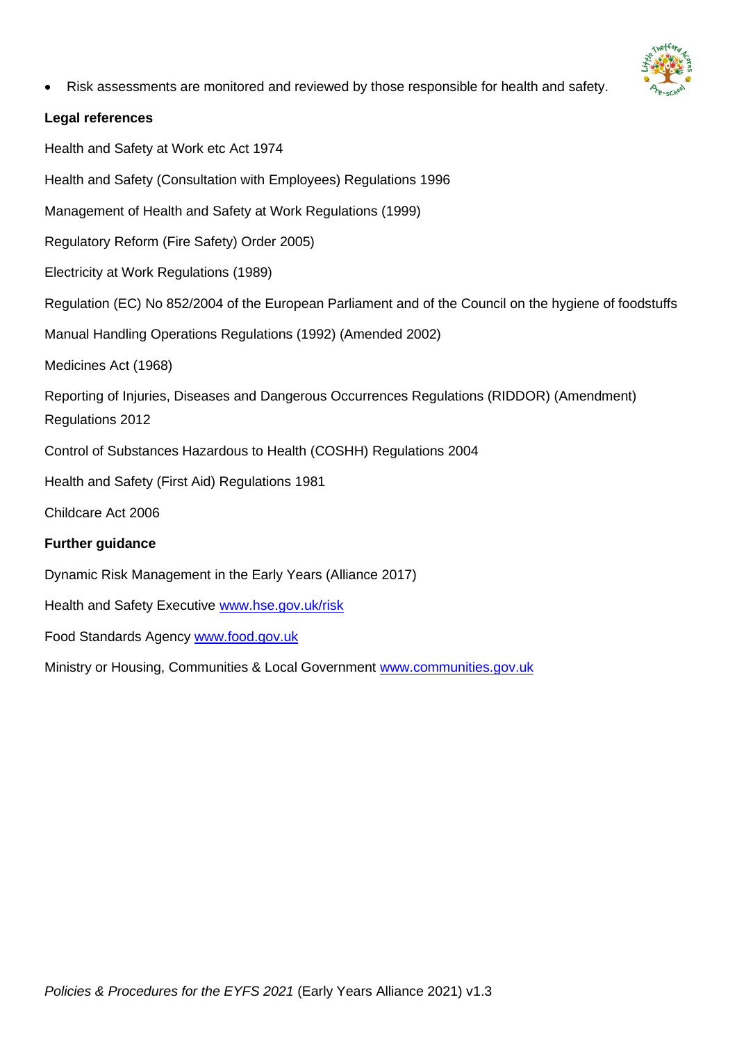- Risk assessments are monitored and reviewed by those responsible for health and safety.

**Legal references**

Health and Safety at Work etc Act 1974

Health and Safety (Consultation with Employees) Regulations 1996

Management of Health and Safety at Work Regulations (1999)

Regulatory Reform (Fire Safety) Order 2005)

Electricity at Work Regulations (1989)

Regulation (EC) No 852/2004 of the European Parliament and of the Council on the hygiene of foodstuffs

Manual Handling Operations Regulations (1992) (Amended 2002)

Medicines Act (1968)

Reporting of Injuries, Diseases and Dangerous Occurrences Regulations (RIDDOR) (Amendment) Regulations 2012

Control of Substances Hazardous to Health (COSHH) Regulations 2004

Health and Safety (First Aid) Regulations 1981

Childcare Act 2006

**Further guidance**

Dynamic Risk Management in the Early Years (Alliance 2017)

Health and Safety Executive [www.hse.gov.uk/risk](http://www.hse.gov.uk/risk)

Food Standards Agency [www.food.gov.uk](http://www.food.gov.uk)

Ministry or Housing, Communities & Local Government [www.communities.gov.uk](http://www.communities.gov.uk)

*Policies & Procedures for the EYFS 2021* (Early Years Alliance 2021) v1.3